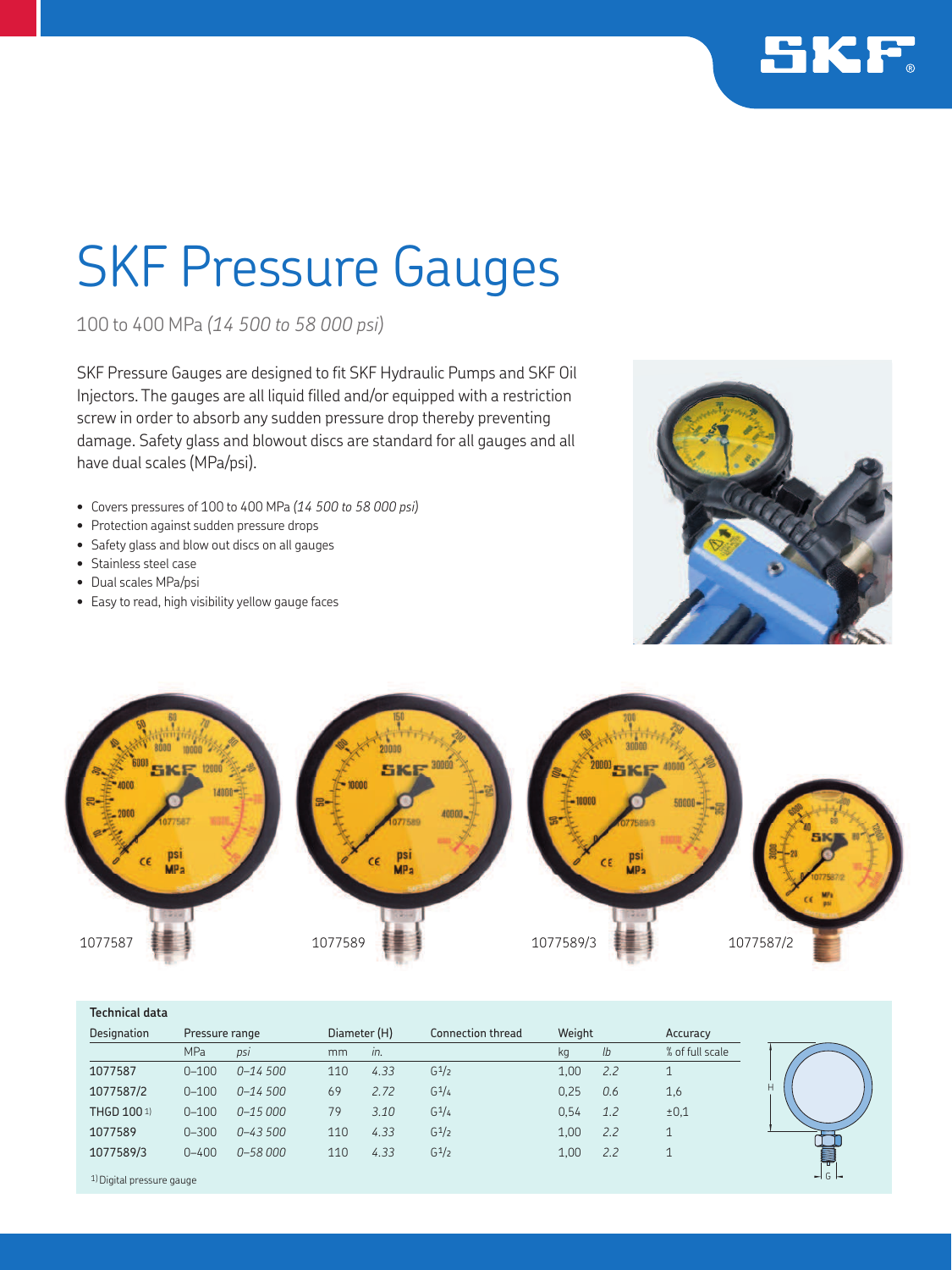# SKF Pressure Gauges

100 to 400 MPa *(14 500 to 58 000 psi)*

SKF Pressure Gauges are designed to fit SKF Hydraulic Pumps and SKF Oil Injectors. The gauges are all liquid filled and/or equipped with a restriction screw in order to absorb any sudden pressure drop thereby preventing damage. Safety glass and blowout discs are standard for all gauges and all have dual scales (MPa/psi).

- Covers pressures of 100 to 400 MPa *(14 500 to 58 000 psi)*
- Protection against sudden pressure drops
- Safety glass and blow out discs on all gauges
- Stainless steel case
- Dual scales MPa/psi
- Easy to read, high visibility yellow gauge faces

1077587 1077589 1077589/3 1077587/2

**Technical data**

| Designation | Pressure range | | Diameter (H) | | Connection thread | Weight | | Accuracy |
|---|---|---|---|---|---|---|---|---|
| | MPa | *psi* | mm | *in.* | | kg | *lb* | % of full scale |
| 1077587 | 0–100 | *0–14 500* | 110 | *4.33* | G$^1/_2$ | 1,00 | *2.2* | 1 |
| 1077587/2 | 0–100 | *0–14 500* | 69 | *2.72* | G$^1/_4$ | 0,25 | *0.6* | 1,6 |
| THGD 100 [1] | 0–100 | *0–15 000* | 79 | *3.10* | G$^1/_4$ | 0,54 | *1.2* | ±0,1 |
| 1077589 | 0–300 | *0–43 500* | 110 | *4.33* | G$^1/_2$ | 1,00 | *2.2* | 1 |
| 1077589/3 | 0–400 | *0–58 000* | 110 | *4.33* | G$^1/_2$ | 1,00 | *2.2* | 1 |

[1] Digital pressure gauge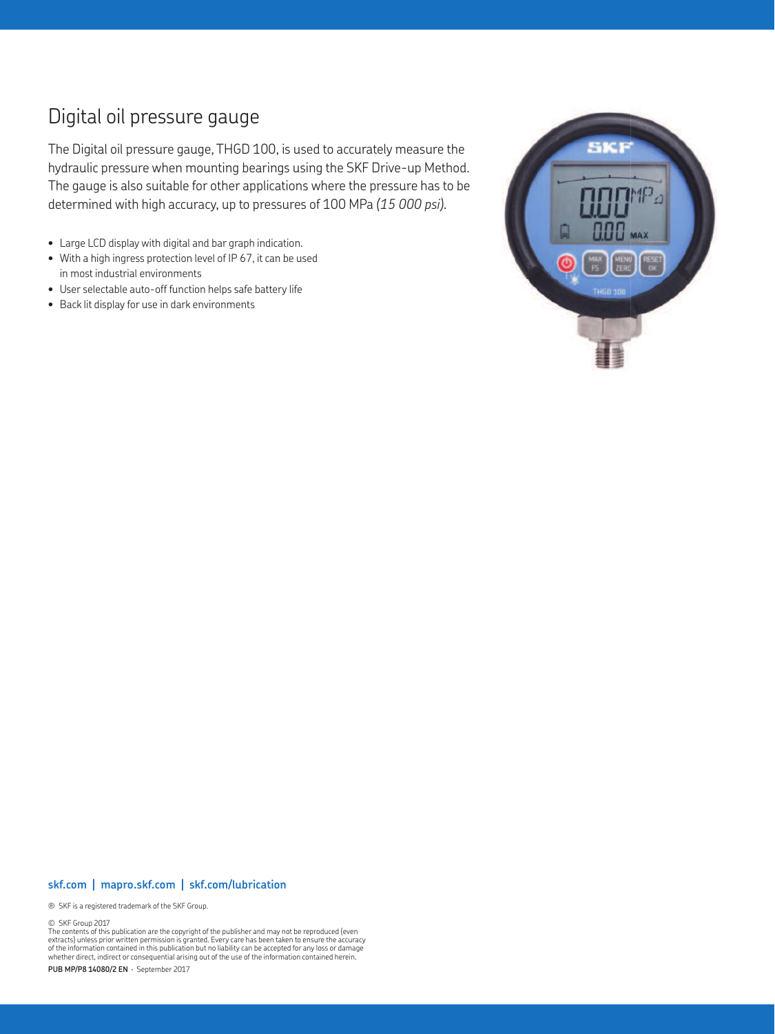# Digital oil pressure gauge

The Digital oil pressure gauge, THGD 100, is used to accurately measure the hydraulic pressure when mounting bearings using the SKF Drive-up Method. The gauge is also suitable for other applications where the pressure has to be determined with high accuracy, up to pressures of 100 MPa *(15 000 psi)*.

- Large LCD display with digital and bar graph indication.
- With a high ingress protection level of IP 67, it can be used in most industrial environments
- User selectable auto-off function helps safe battery life
- Back lit display for use in dark environments

**skf.com | mapro.skf.com | skf.com/lubrication**

® SKF is a registered trademark of the SKF Group.

© SKF Group 2017
The contents of this publication are the copyright of the publisher and may not be reproduced (even extracts) unless prior written permission is granted. Every care has been taken to ensure the accuracy of the information contained in this publication but no liability can be accepted for any loss or damage whether direct, indirect or consequential arising out of the use of the information contained herein.

**PUB MP/P8 14080/2 EN** · September 2017